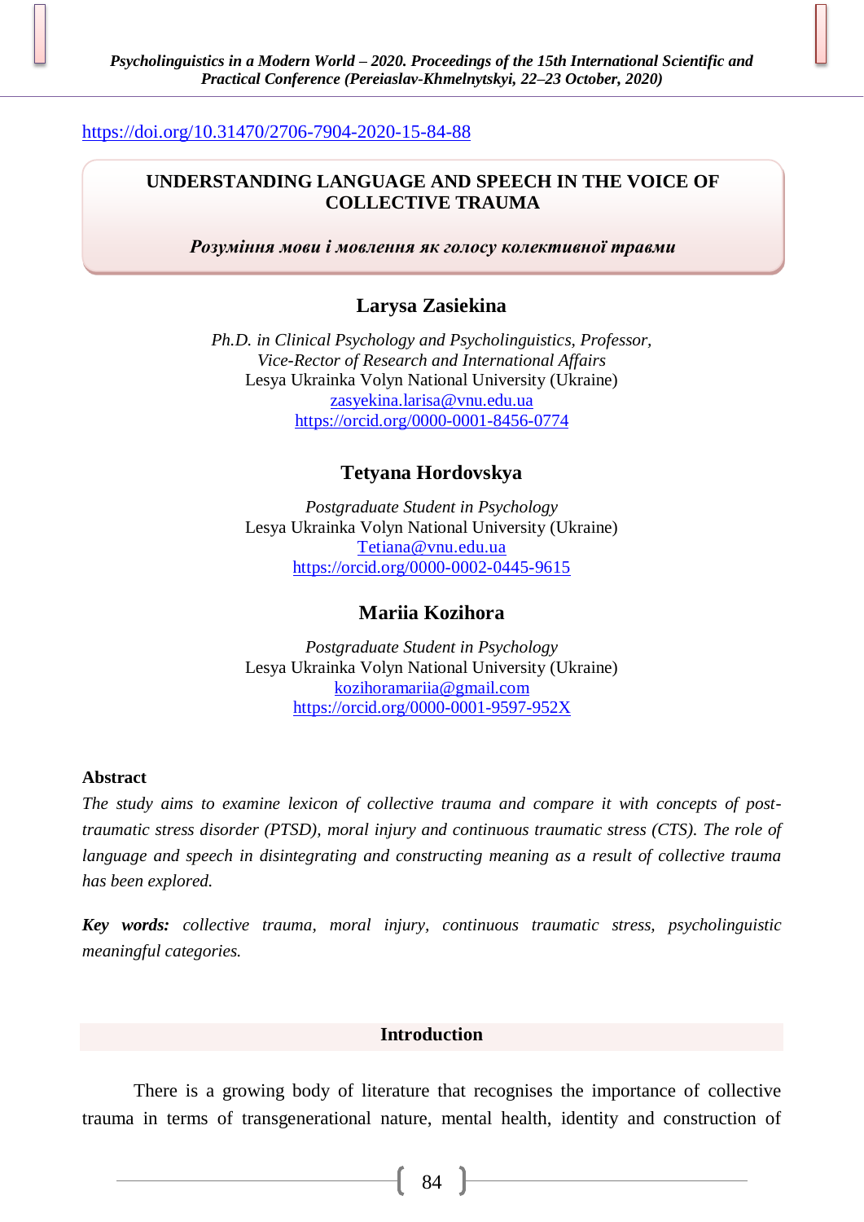https://doi.org/10.31470/2706-7904-2020-15-84-88

# UNDERSTANDING LANGUAGE AND SPEECH IN THE VOICE OF COLLECTIVE TRAUMA

***Розуміння мови і мовлення як голосу колективної травми***

## Larysa Zasiekina

*Ph.D. in Clinical Psychology and Psycholinguistics, Professor,*
*Vice-Rector of Research and International Affairs*
Lesya Ukrainka Volyn National University (Ukraine)
zasyekina.larisa@vnu.edu.ua
https://orcid.org/0000-0001-8456-0774

## Tetyana Hordovskya

*Postgraduate Student in Psychology*
Lesya Ukrainka Volyn National University (Ukraine)
Tetiana@vnu.edu.ua
https://orcid.org/0000-0002-0445-9615

## Mariia Kozihora

*Postgraduate Student in Psychology*
Lesya Ukrainka Volyn National University (Ukraine)
kozihoramariia@gmail.com
https://orcid.org/0000-0001-9597-952X

**Abstract**

*The study aims to examine lexicon of collective trauma and compare it with concepts of post-traumatic stress disorder (PTSD), moral injury and continuous traumatic stress (CTS). The role of language and speech in disintegrating and constructing meaning as a result of collective trauma has been explored.*

***Key words:*** *collective trauma, moral injury, continuous traumatic stress, psycholinguistic meaningful categories.*

## Introduction

There is a growing body of literature that recognises the importance of collective trauma in terms of transgenerational nature, mental health, identity and construction of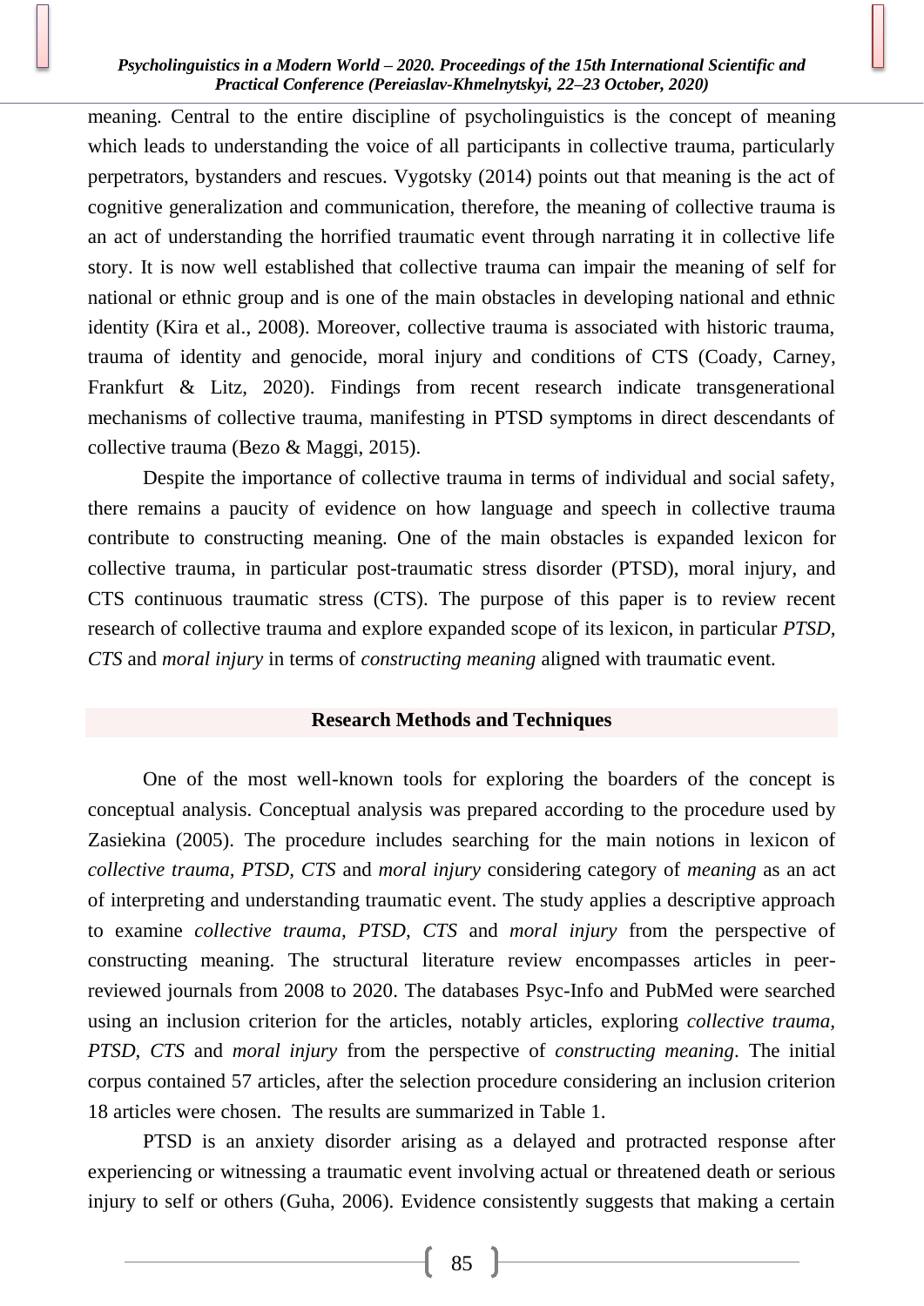meaning. Central to the entire discipline of psycholinguistics is the concept of meaning which leads to understanding the voice of all participants in collective trauma, particularly perpetrators, bystanders and rescues. Vygotsky (2014) points out that meaning is the act of cognitive generalization and communication, therefore, the meaning of collective trauma is an act of understanding the horrified traumatic event through narrating it in collective life story. It is now well established that collective trauma can impair the meaning of self for national or ethnic group and is one of the main obstacles in developing national and ethnic identity (Kira et al., 2008). Moreover, collective trauma is associated with historic trauma, trauma of identity and genocide, moral injury and conditions of CTS (Coady, Carney, Frankfurt & Litz, 2020). Findings from recent research indicate transgenerational mechanisms of collective trauma, manifesting in PTSD symptoms in direct descendants of collective trauma (Bezo & Maggi, 2015).

Despite the importance of collective trauma in terms of individual and social safety, there remains a paucity of evidence on how language and speech in collective trauma contribute to constructing meaning. One of the main obstacles is expanded lexicon for collective trauma, in particular post-traumatic stress disorder (PTSD), moral injury, and CTS continuous traumatic stress (CTS). The purpose of this paper is to review recent research of collective trauma and explore expanded scope of its lexicon, in particular *PTSD*, *CTS* and *moral injury* in terms of *constructing meaning* aligned with traumatic event.

## Research Methods and Techniques

One of the most well-known tools for exploring the boarders of the concept is conceptual analysis. Conceptual analysis was prepared according to the procedure used by Zasiekina (2005). The procedure includes searching for the main notions in lexicon of *collective trauma, PTSD, CTS* and *moral injury* considering category of *meaning* as an act of interpreting and understanding traumatic event. The study applies a descriptive approach to examine *collective trauma, PTSD, CTS* and *moral injury* from the perspective of constructing meaning. The structural literature review encompasses articles in peer-reviewed journals from 2008 to 2020. The databases Psyc-Info and PubMed were searched using an inclusion criterion for the articles, notably articles, exploring *collective trauma, PTSD, CTS* and *moral injury* from the perspective of *constructing meaning*. The initial corpus contained 57 articles, after the selection procedure considering an inclusion criterion 18 articles were chosen. The results are summarized in Table 1.

PTSD is an anxiety disorder arising as a delayed and protracted response after experiencing or witnessing a traumatic event involving actual or threatened death or serious injury to self or others (Guha, 2006). Evidence consistently suggests that making a certain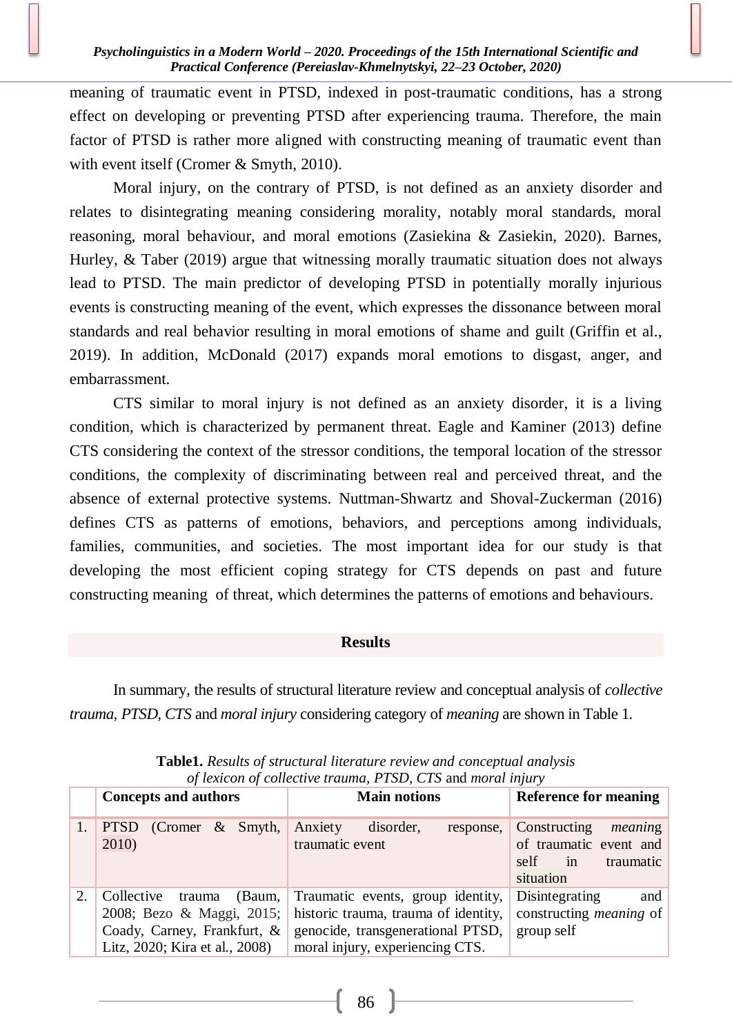meaning of traumatic event in PTSD, indexed in post-traumatic conditions, has a strong effect on developing or preventing PTSD after experiencing trauma. Therefore, the main factor of PTSD is rather more aligned with constructing meaning of traumatic event than with event itself (Cromer & Smyth, 2010).

Moral injury, on the contrary of PTSD, is not defined as an anxiety disorder and relates to disintegrating meaning considering morality, notably moral standards, moral reasoning, moral behaviour, and moral emotions (Zasiekina & Zasiekin, 2020). Barnes, Hurley, & Taber (2019) argue that witnessing morally traumatic situation does not always lead to PTSD. The main predictor of developing PTSD in potentially morally injurious events is constructing meaning of the event, which expresses the dissonance between moral standards and real behavior resulting in moral emotions of shame and guilt (Griffin et al., 2019). In addition, McDonald (2017) expands moral emotions to disgast, anger, and embarrassment.

CTS similar to moral injury is not defined as an anxiety disorder, it is a living condition, which is characterized by permanent threat. Eagle and Kaminer (2013) define CTS considering the context of the stressor conditions, the temporal location of the stressor conditions, the complexity of discriminating between real and perceived threat, and the absence of external protective systems. Nuttman-Shwartz and Shoval-Zuckerman (2016) defines CTS as patterns of emotions, behaviors, and perceptions among individuals, families, communities, and societies. The most important idea for our study is that developing the most efficient coping strategy for CTS depends on past and future constructing meaning of threat, which determines the patterns of emotions and behaviours.

## Results

In summary, the results of structural literature review and conceptual analysis of *collective trauma, PTSD, CTS* and *moral injury* considering category of *meaning* are shown in Table 1.

**Table1.** *Results of structural literature review and conceptual analysis of lexicon of collective trauma, PTSD, CTS* and *moral injury*

| | **Concepts and authors** | **Main notions** | **Reference for meaning** |
|---|---|---|---|
| 1. | PTSD (Cromer & Smyth, 2010) | Anxiety disorder, response, traumatic event | Constructing *meaning* of traumatic event and self in traumatic situation |
| 2. | Collective trauma (Baum, 2008; Bezo & Maggi, 2015; Coady, Carney, Frankfurt, & Litz, 2020; Kira et al., 2008) | Traumatic events, group identity, historic trauma, trauma of identity, genocide, transgenerational PTSD, moral injury, experiencing CTS. | Disintegrating and constructing *meaning* of group self |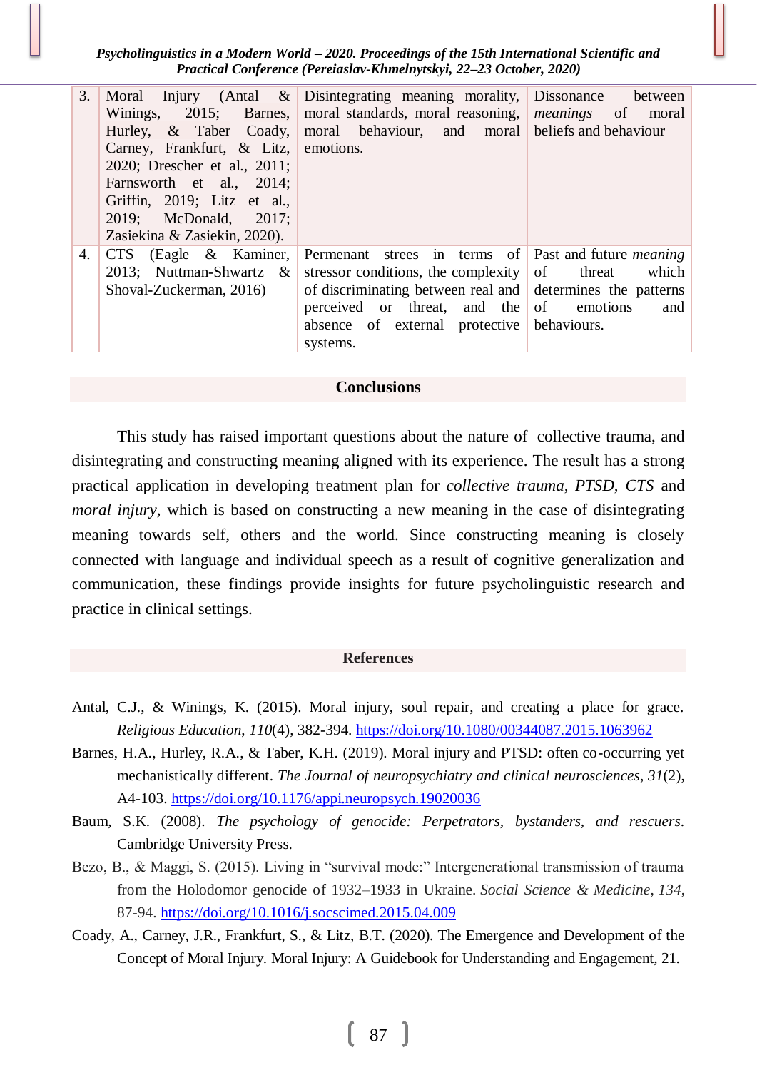| 3. | Moral Injury (Antal & Winings, 2015; Barnes, Hurley, & Taber Coady, Carney, Frankfurt, & Litz, 2020; Drescher et al., 2011; Farnsworth et al., 2014; Griffin, 2019; Litz et al., 2019; McDonald, 2017; Zasiekina & Zasiekin, 2020). | Disintegrating meaning morality, moral standards, moral reasoning, moral behaviour, and moral emotions. | Dissonance between *meanings* of moral beliefs and behaviour |
|---|---|---|---|
| 4. | CTS (Eagle & Kaminer, 2013; Nuttman-Shwartz & Shoval-Zuckerman, 2016) | Permenant strees in terms of stressor conditions, the complexity of discriminating between real and perceived or threat, and the absence of external protective systems. | Past and future *meaning* of threat which determines the patterns of emotions and behaviours. |

## Conclusions

This study has raised important questions about the nature of collective trauma, and disintegrating and constructing meaning aligned with its experience. The result has a strong practical application in developing treatment plan for *collective trauma*, *PTSD*, *CTS* and *moral injury*, which is based on constructing a new meaning in the case of disintegrating meaning towards self, others and the world. Since constructing meaning is closely connected with language and individual speech as a result of cognitive generalization and communication, these findings provide insights for future psycholinguistic research and practice in clinical settings.

## References

Antal, C.J., & Winings, K. (2015). Moral injury, soul repair, and creating a place for grace. *Religious Education*, *110*(4), 382-394. https://doi.org/10.1080/00344087.2015.1063962

Barnes, H.A., Hurley, R.A., & Taber, K.H. (2019). Moral injury and PTSD: often co-occurring yet mechanistically different. *The Journal of neuropsychiatry and clinical neurosciences*, *31*(2), A4-103. https://doi.org/10.1176/appi.neuropsych.19020036

Baum, S.K. (2008). *The psychology of genocide: Perpetrators, bystanders, and rescuers*. Cambridge University Press.

Bezo, B., & Maggi, S. (2015). Living in "survival mode:" Intergenerational transmission of trauma from the Holodomor genocide of 1932–1933 in Ukraine. *Social Science & Medicine*, *134*, 87-94. https://doi.org/10.1016/j.socscimed.2015.04.009

Coady, A., Carney, J.R., Frankfurt, S., & Litz, B.T. (2020). The Emergence and Development of the Concept of Moral Injury. Moral Injury: A Guidebook for Understanding and Engagement, 21.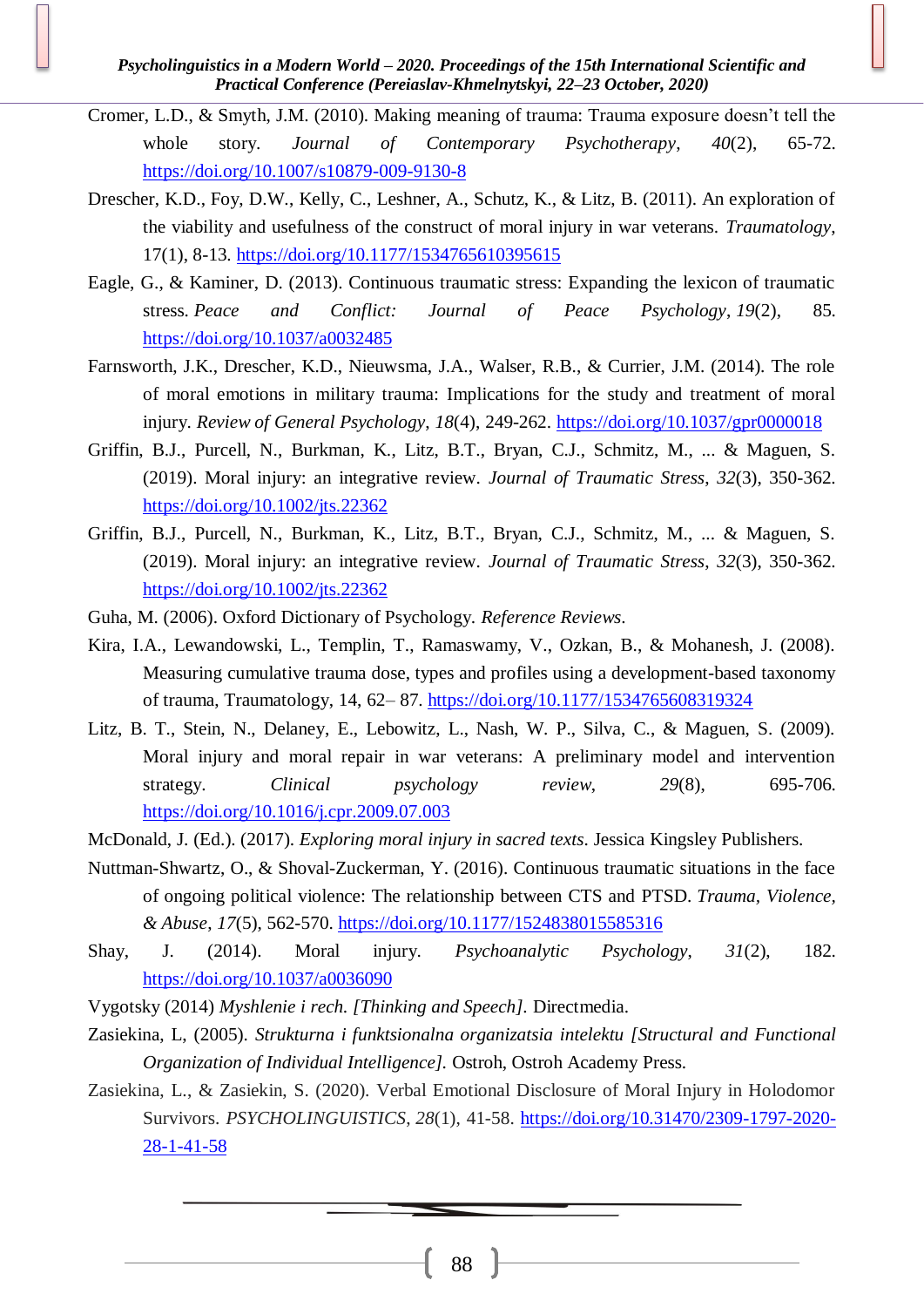Cromer, L.D., & Smyth, J.M. (2010). Making meaning of trauma: Trauma exposure doesn't tell the whole story. *Journal of Contemporary Psychotherapy*, *40*(2), 65-72. https://doi.org/10.1007/s10879-009-9130-8

Drescher, K.D., Foy, D.W., Kelly, C., Leshner, A., Schutz, K., & Litz, B. (2011). An exploration of the viability and usefulness of the construct of moral injury in war veterans. *Traumatology*, 17(1), 8-13. https://doi.org/10.1177/1534765610395615

Eagle, G., & Kaminer, D. (2013). Continuous traumatic stress: Expanding the lexicon of traumatic stress. *Peace and Conflict: Journal of Peace Psychology*, *19*(2), 85. https://doi.org/10.1037/a0032485

Farnsworth, J.K., Drescher, K.D., Nieuwsma, J.A., Walser, R.B., & Currier, J.M. (2014). The role of moral emotions in military trauma: Implications for the study and treatment of moral injury. *Review of General Psychology*, *18*(4), 249-262. https://doi.org/10.1037/gpr0000018

Griffin, B.J., Purcell, N., Burkman, K., Litz, B.T., Bryan, C.J., Schmitz, M., ... & Maguen, S. (2019). Moral injury: an integrative review. *Journal of Traumatic Stress*, *32*(3), 350-362. https://doi.org/10.1002/jts.22362

Griffin, B.J., Purcell, N., Burkman, K., Litz, B.T., Bryan, C.J., Schmitz, M., ... & Maguen, S. (2019). Moral injury: an integrative review. *Journal of Traumatic Stress*, *32*(3), 350-362. https://doi.org/10.1002/jts.22362

Guha, M. (2006). Oxford Dictionary of Psychology. *Reference Reviews*.

Kira, I.A., Lewandowski, L., Templin, T., Ramaswamy, V., Ozkan, B., & Mohanesh, J. (2008). Measuring cumulative trauma dose, types and profiles using a development-based taxonomy of trauma, Traumatology, 14, 62– 87. https://doi.org/10.1177/1534765608319324

Litz, B. T., Stein, N., Delaney, E., Lebowitz, L., Nash, W. P., Silva, C., & Maguen, S. (2009). Moral injury and moral repair in war veterans: A preliminary model and intervention strategy. *Clinical psychology review*, *29*(8), 695-706. https://doi.org/10.1016/j.cpr.2009.07.003

McDonald, J. (Ed.). (2017). *Exploring moral injury in sacred texts*. Jessica Kingsley Publishers.

Nuttman-Shwartz, O., & Shoval-Zuckerman, Y. (2016). Continuous traumatic situations in the face of ongoing political violence: The relationship between CTS and PTSD. *Trauma, Violence, & Abuse*, *17*(5), 562-570. https://doi.org/10.1177/1524838015585316

Shay, J. (2014). Moral injury. *Psychoanalytic Psychology*, *31*(2), 182. https://doi.org/10.1037/a0036090

Vygotsky (2014) *Myshlenie i rech. [Thinking and Speech].* Directmedia.

Zasiekina, L, (2005). *Strukturna i funktsionalna organizatsia intelektu [Structural and Functional Organization of Individual Intelligence].* Ostroh, Ostroh Academy Press.

Zasiekina, L., & Zasiekin, S. (2020). Verbal Emotional Disclosure of Moral Injury in Holodomor Survivors. *PSYCHOLINGUISTICS*, *28*(1), 41-58. https://doi.org/10.31470/2309-1797-2020-28-1-41-58